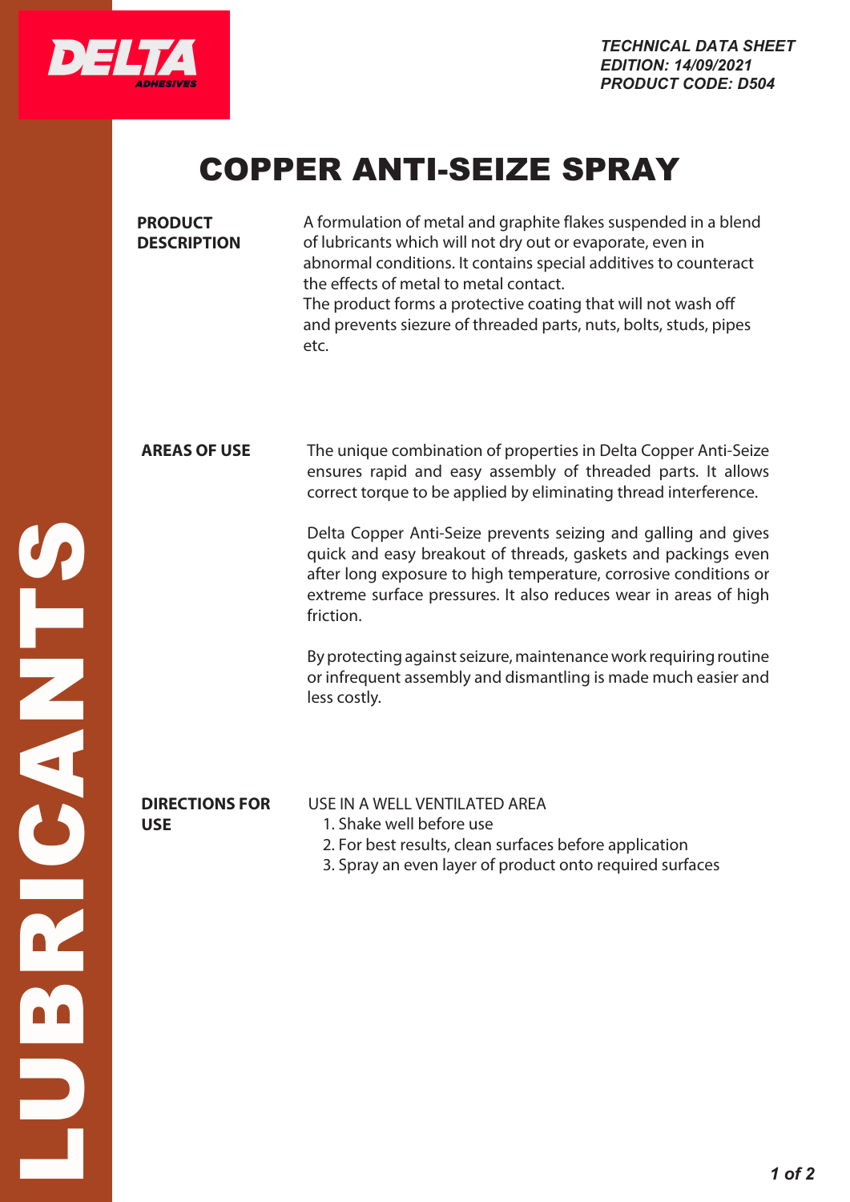DELTA ADHESIVES

*TECHNICAL DATA SHEET*
*EDITION: 14/09/2021*
*PRODUCT CODE: D504*

# COPPER ANTI-SEIZE SPRAY

**PRODUCT DESCRIPTION**

A formulation of metal and graphite flakes suspended in a blend of lubricants which will not dry out or evaporate, even in abnormal conditions. It contains special additives to counteract the effects of metal to metal contact.
The product forms a protective coating that will not wash off and prevents siezure of threaded parts, nuts, bolts, studs, pipes etc.

**AREAS OF USE**

The unique combination of properties in Delta Copper Anti-Seize ensures rapid and easy assembly of threaded parts. It allows correct torque to be applied by eliminating thread interference.

Delta Copper Anti-Seize prevents seizing and galling and gives quick and easy breakout of threads, gaskets and packings even after long exposure to high temperature, corrosive conditions or extreme surface pressures. It also reduces wear in areas of high friction.

By protecting against seizure, maintenance work requiring routine or infrequent assembly and dismantling is made much easier and less costly.

**DIRECTIONS FOR USE**

USE IN A WELL VENTILATED AREA

1. Shake well before use
2. For best results, clean surfaces before application
3. Spray an even layer of product onto required surfaces

LUBRICANTS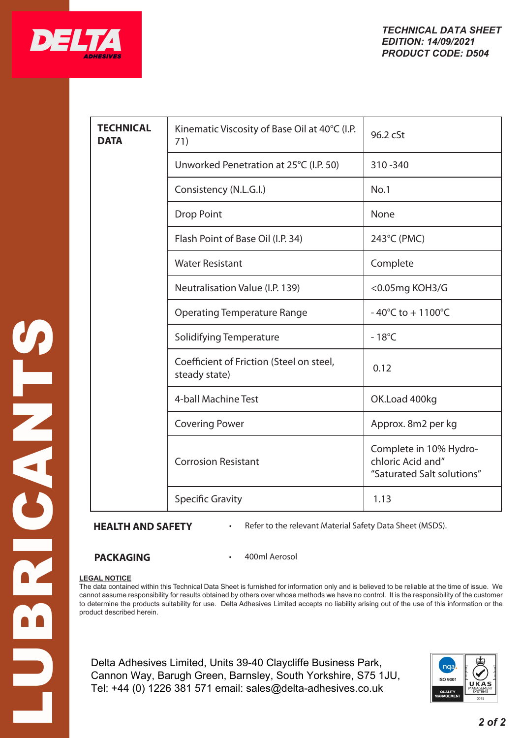**TECHNICAL DATA SHEET**
**EDITION: 14/09/2021**
**PRODUCT CODE: D504**

| | | |
|---|---|---|
| **TECHNICAL DATA** | Kinematic Viscosity of Base Oil at 40°C (I.P. 71) | 96.2 cSt |
| | Unworked Penetration at 25°C (I.P. 50) | 310 -340 |
| | Consistency (N.L.G.I.) | No.1 |
| | Drop Point | None |
| | Flash Point of Base Oil (I.P. 34) | 243°C (PMC) |
| | Water Resistant | Complete |
| | Neutralisation Value (I.P. 139) | <0.05mg KOH3/G |
| | Operating Temperature Range | - 40°C to + 1100°C |
| | Solidifying Temperature | - 18°C |
| | Coefficient of Friction (Steel on steel, steady state) | 0.12 |
| | 4-ball Machine Test | OK.Load 400kg |
| | Covering Power | Approx. 8m2 per kg |
| | Corrosion Resistant | Complete in 10% Hydro-chloric Acid and" "Saturated Salt solutions" |
| | Specific Gravity | 1.13 |

**HEALTH AND SAFETY**

- Refer to the relevant Material Safety Data Sheet (MSDS).

**PACKAGING**

- 400ml Aerosol

**LEGAL NOTICE**

The data contained within this Technical Data Sheet is furnished for information only and is believed to be reliable at the time of issue. We cannot assume responsibility for results obtained by others over whose methods we have no control. It is the responsibility of the customer to determine the products suitability for use. Delta Adhesives Limited accepts no liability arising out of the use of this information or the product described herein.

Delta Adhesives Limited, Units 39-40 Claycliffe Business Park, Cannon Way, Barugh Green, Barnsley, South Yorkshire, S75 1JU, Tel: +44 (0) 1226 381 571 email: sales@delta-adhesives.co.uk